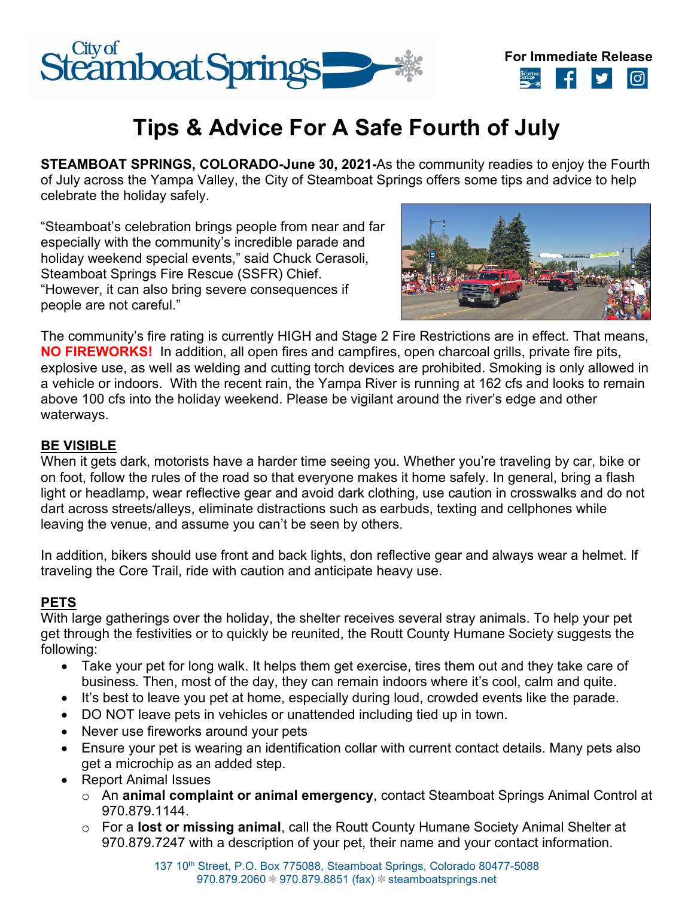**For Immediate Release**

# Tips & Advice For A Safe Fourth of July

**STEAMBOAT SPRINGS, COLORADO-June 30, 2021-**As the community readies to enjoy the Fourth of July across the Yampa Valley, the City of Steamboat Springs offers some tips and advice to help celebrate the holiday safely.

"Steamboat's celebration brings people from near and far especially with the community's incredible parade and holiday weekend special events," said Chuck Cerasoli, Steamboat Springs Fire Rescue (SSFR) Chief. "However, it can also bring severe consequences if people are not careful."

The community's fire rating is currently HIGH and Stage 2 Fire Restrictions are in effect. That means, **NO FIREWORKS!** In addition, all open fires and campfires, open charcoal grills, private fire pits, explosive use, as well as welding and cutting torch devices are prohibited. Smoking is only allowed in a vehicle or indoors. With the recent rain, the Yampa River is running at 162 cfs and looks to remain above 100 cfs into the holiday weekend. Please be vigilant around the river's edge and other waterways.

## BE VISIBLE

When it gets dark, motorists have a harder time seeing you. Whether you're traveling by car, bike or on foot, follow the rules of the road so that everyone makes it home safely. In general, bring a flash light or headlamp, wear reflective gear and avoid dark clothing, use caution in crosswalks and do not dart across streets/alleys, eliminate distractions such as earbuds, texting and cellphones while leaving the venue, and assume you can't be seen by others.

In addition, bikers should use front and back lights, don reflective gear and always wear a helmet. If traveling the Core Trail, ride with caution and anticipate heavy use.

## PETS

With large gatherings over the holiday, the shelter receives several stray animals. To help your pet get through the festivities or to quickly be reunited, the Routt County Humane Society suggests the following:

- Take your pet for long walk. It helps them get exercise, tires them out and they take care of business. Then, most of the day, they can remain indoors where it's cool, calm and quite.
- It's best to leave you pet at home, especially during loud, crowded events like the parade.
- DO NOT leave pets in vehicles or unattended including tied up in town.
- Never use fireworks around your pets
- Ensure your pet is wearing an identification collar with current contact details. Many pets also get a microchip as an added step.
- Report Animal Issues
  - An **animal complaint or animal emergency**, contact Steamboat Springs Animal Control at 970.879.1144.
  - For a **lost or missing animal**, call the Routt County Humane Society Animal Shelter at 970.879.7247 with a description of your pet, their name and your contact information.

137 10th Street, P.O. Box 775088, Steamboat Springs, Colorado 80477-5088
970.879.2060 ❄ 970.879.8851 (fax) ❄ steamboatsprings.net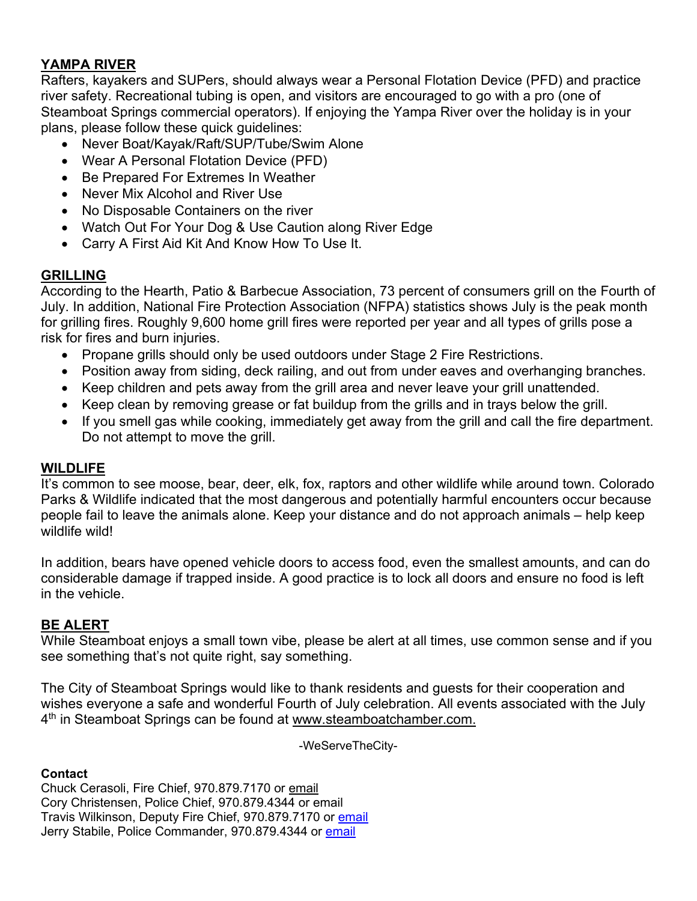## YAMPA RIVER

Rafters, kayakers and SUPers, should always wear a Personal Flotation Device (PFD) and practice river safety. Recreational tubing is open, and visitors are encouraged to go with a pro (one of Steamboat Springs commercial operators). If enjoying the Yampa River over the holiday is in your plans, please follow these quick guidelines:

- Never Boat/Kayak/Raft/SUP/Tube/Swim Alone
- Wear A Personal Flotation Device (PFD)
- Be Prepared For Extremes In Weather
- Never Mix Alcohol and River Use
- No Disposable Containers on the river
- Watch Out For Your Dog & Use Caution along River Edge
- Carry A First Aid Kit And Know How To Use It.

## GRILLING

According to the Hearth, Patio & Barbecue Association, 73 percent of consumers grill on the Fourth of July. In addition, National Fire Protection Association (NFPA) statistics shows July is the peak month for grilling fires. Roughly 9,600 home grill fires were reported per year and all types of grills pose a risk for fires and burn injuries.

- Propane grills should only be used outdoors under Stage 2 Fire Restrictions.
- Position away from siding, deck railing, and out from under eaves and overhanging branches.
- Keep children and pets away from the grill area and never leave your grill unattended.
- Keep clean by removing grease or fat buildup from the grills and in trays below the grill.
- If you smell gas while cooking, immediately get away from the grill and call the fire department. Do not attempt to move the grill.

## WILDLIFE

It's common to see moose, bear, deer, elk, fox, raptors and other wildlife while around town. Colorado Parks & Wildlife indicated that the most dangerous and potentially harmful encounters occur because people fail to leave the animals alone. Keep your distance and do not approach animals – help keep wildlife wild!

In addition, bears have opened vehicle doors to access food, even the smallest amounts, and can do considerable damage if trapped inside. A good practice is to lock all doors and ensure no food is left in the vehicle.

## BE ALERT

While Steamboat enjoys a small town vibe, please be alert at all times, use common sense and if you see something that's not quite right, say something.

The City of Steamboat Springs would like to thank residents and guests for their cooperation and wishes everyone a safe and wonderful Fourth of July celebration. All events associated with the July 4th in Steamboat Springs can be found at www.steamboatchamber.com.

-WeServeTheCity-

**Contact**

Chuck Cerasoli, Fire Chief, 970.879.7170 or email
Cory Christensen, Police Chief, 970.879.4344 or email
Travis Wilkinson, Deputy Fire Chief, 970.879.7170 or email
Jerry Stabile, Police Commander, 970.879.4344 or email